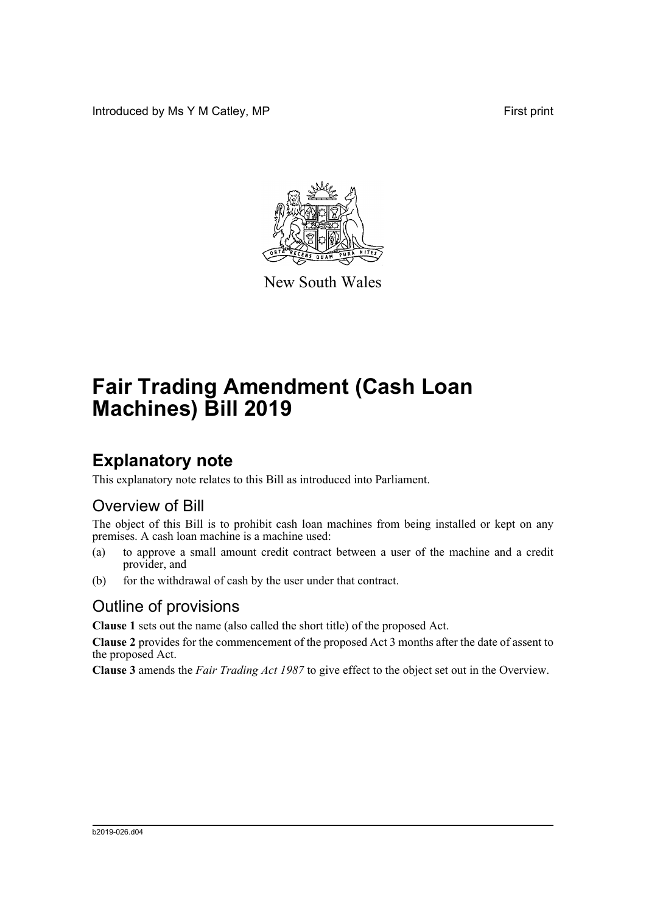Introduced by Ms Y M Catley, MP First print

New South Wales

# Fair Trading Amendment (Cash Loan Machines) Bill 2019

## Explanatory note

This explanatory note relates to this Bill as introduced into Parliament.

### Overview of Bill

The object of this Bill is to prohibit cash loan machines from being installed or kept on any premises. A cash loan machine is a machine used:

(a) to approve a small amount credit contract between a user of the machine and a credit provider, and

(b) for the withdrawal of cash by the user under that contract.

### Outline of provisions

**Clause 1** sets out the name (also called the short title) of the proposed Act.

**Clause 2** provides for the commencement of the proposed Act 3 months after the date of assent to the proposed Act.

**Clause 3** amends the *Fair Trading Act 1987* to give effect to the object set out in the Overview.

b2019-026.d04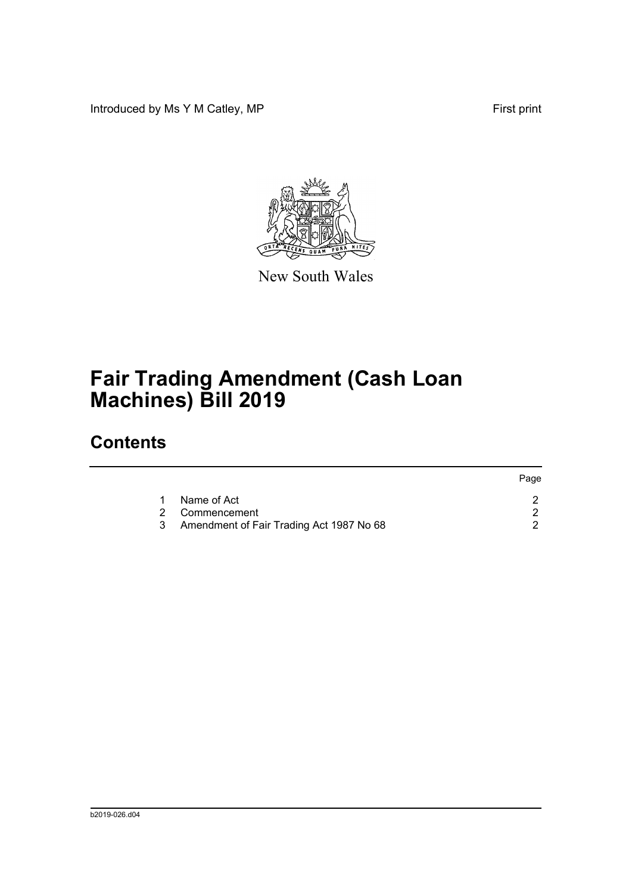Introduced by Ms Y M Catley, MP First print

New South Wales

# Fair Trading Amendment (Cash Loan Machines) Bill 2019

## Contents

| | | Page |
|---|---|---|
| 1 | Name of Act | 2 |
| 2 | Commencement | 2 |
| 3 | Amendment of Fair Trading Act 1987 No 68 | 2 |

b2019-026.d04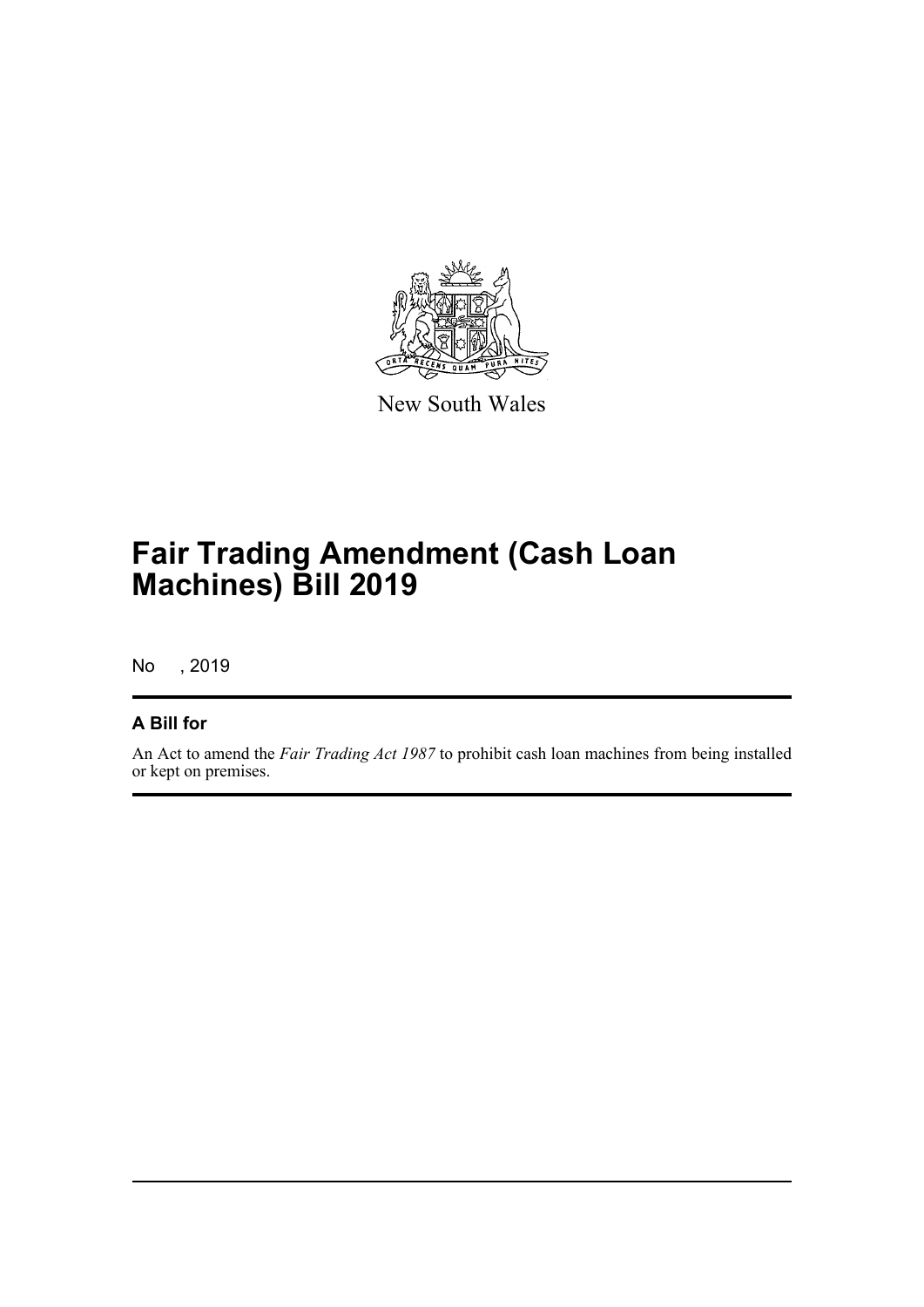New South Wales

# Fair Trading Amendment (Cash Loan Machines) Bill 2019

No , 2019

## A Bill for

An Act to amend the *Fair Trading Act 1987* to prohibit cash loan machines from being installed or kept on premises.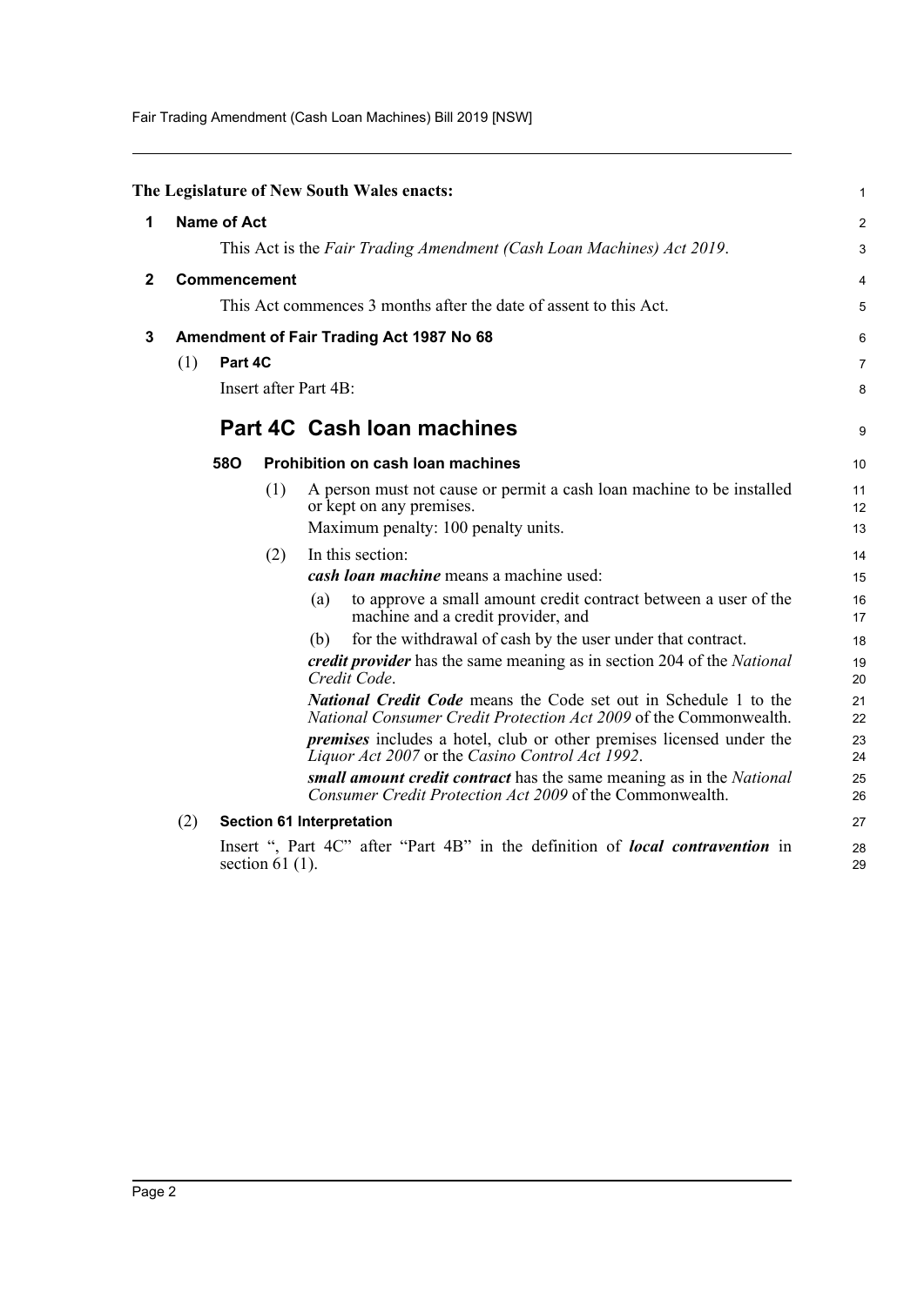**The Legislature of New South Wales enacts:**

## 1 Name of Act

This Act is the *Fair Trading Amendment (Cash Loan Machines) Act 2019*.

## 2 Commencement

This Act commences 3 months after the date of assent to this Act.

## 3 Amendment of Fair Trading Act 1987 No 68

### (1) Part 4C

Insert after Part 4B:

# Part 4C Cash loan machines

### 58O Prohibition on cash loan machines

(1) A person must not cause or permit a cash loan machine to be installed or kept on any premises.

Maximum penalty: 100 penalty units.

(2) In this section:

***cash loan machine*** means a machine used:

(a) to approve a small amount credit contract between a user of the machine and a credit provider, and

(b) for the withdrawal of cash by the user under that contract.

***credit provider*** has the same meaning as in section 204 of the *National Credit Code*.

***National Credit Code*** means the Code set out in Schedule 1 to the *National Consumer Credit Protection Act 2009* of the Commonwealth.

***premises*** includes a hotel, club or other premises licensed under the *Liquor Act 2007* or the *Casino Control Act 1992*.

***small amount credit contract*** has the same meaning as in the *National Consumer Credit Protection Act 2009* of the Commonwealth.

### (2) Section 61 Interpretation

Insert ", Part 4C" after "Part 4B" in the definition of ***local contravention*** in section 61 (1).